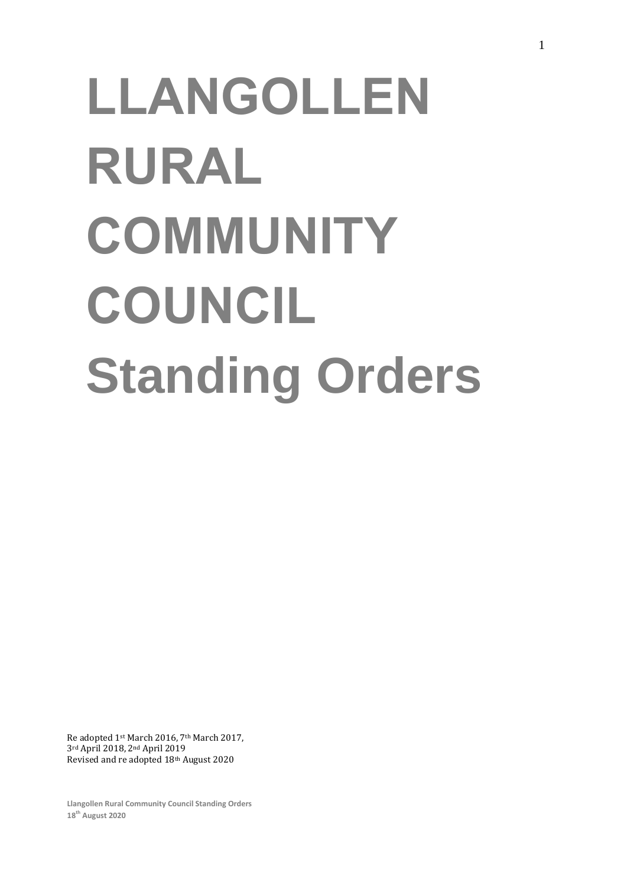# LLANGOLLEN RURAL COMMUNITY COUNCIL Standing Orders

Re adopted 1st March 2016, 7th March 2017,
3rd April 2018, 2nd April 2019
Revised and re adopted 18th August 2020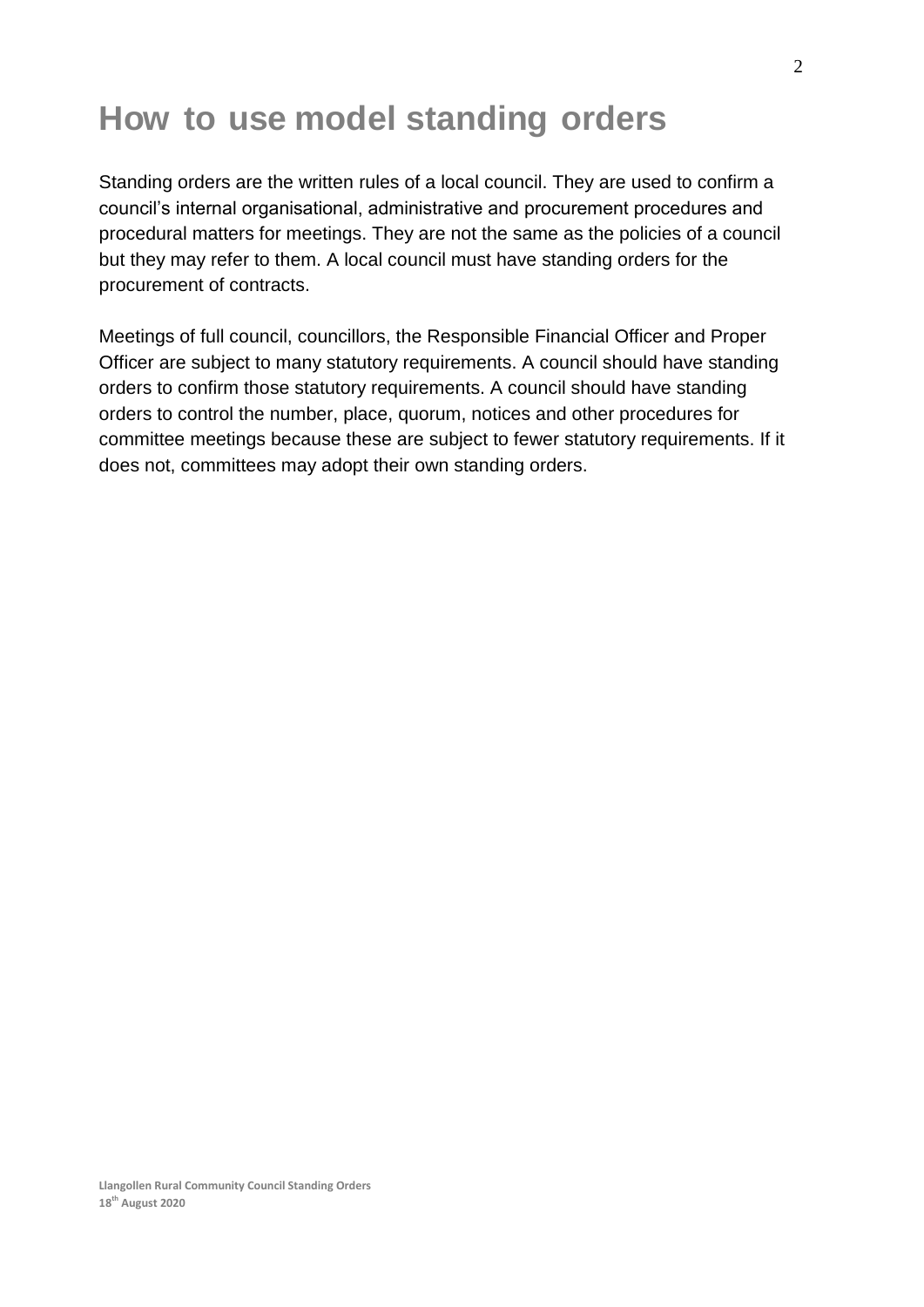# How to use model standing orders

Standing orders are the written rules of a local council. They are used to confirm a council's internal organisational, administrative and procurement procedures and procedural matters for meetings. They are not the same as the policies of a council but they may refer to them. A local council must have standing orders for the procurement of contracts.

Meetings of full council, councillors, the Responsible Financial Officer and Proper Officer are subject to many statutory requirements. A council should have standing orders to confirm those statutory requirements. A council should have standing orders to control the number, place, quorum, notices and other procedures for committee meetings because these are subject to fewer statutory requirements. If it does not, committees may adopt their own standing orders.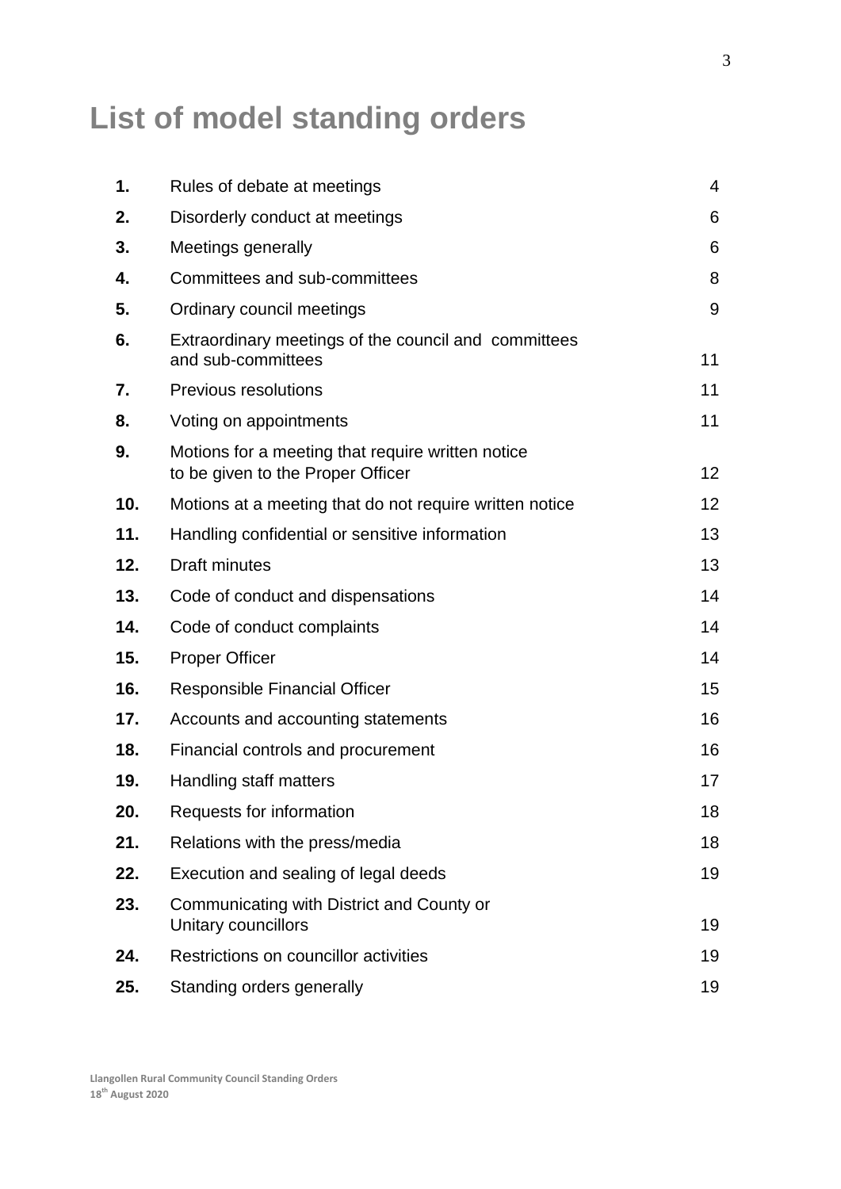# List of model standing orders

| | | |
|---|---|---|
| **1.** | Rules of debate at meetings | 4 |
| **2.** | Disorderly conduct at meetings | 6 |
| **3.** | Meetings generally | 6 |
| **4.** | Committees and sub-committees | 8 |
| **5.** | Ordinary council meetings | 9 |
| **6.** | Extraordinary meetings of the council and committees and sub-committees | 11 |
| **7.** | Previous resolutions | 11 |
| **8.** | Voting on appointments | 11 |
| **9.** | Motions for a meeting that require written notice to be given to the Proper Officer | 12 |
| **10.** | Motions at a meeting that do not require written notice | 12 |
| **11.** | Handling confidential or sensitive information | 13 |
| **12.** | Draft minutes | 13 |
| **13.** | Code of conduct and dispensations | 14 |
| **14.** | Code of conduct complaints | 14 |
| **15.** | Proper Officer | 14 |
| **16.** | Responsible Financial Officer | 15 |
| **17.** | Accounts and accounting statements | 16 |
| **18.** | Financial controls and procurement | 16 |
| **19.** | Handling staff matters | 17 |
| **20.** | Requests for information | 18 |
| **21.** | Relations with the press/media | 18 |
| **22.** | Execution and sealing of legal deeds | 19 |
| **23.** | Communicating with District and County or Unitary councillors | 19 |
| **24.** | Restrictions on councillor activities | 19 |
| **25.** | Standing orders generally | 19 |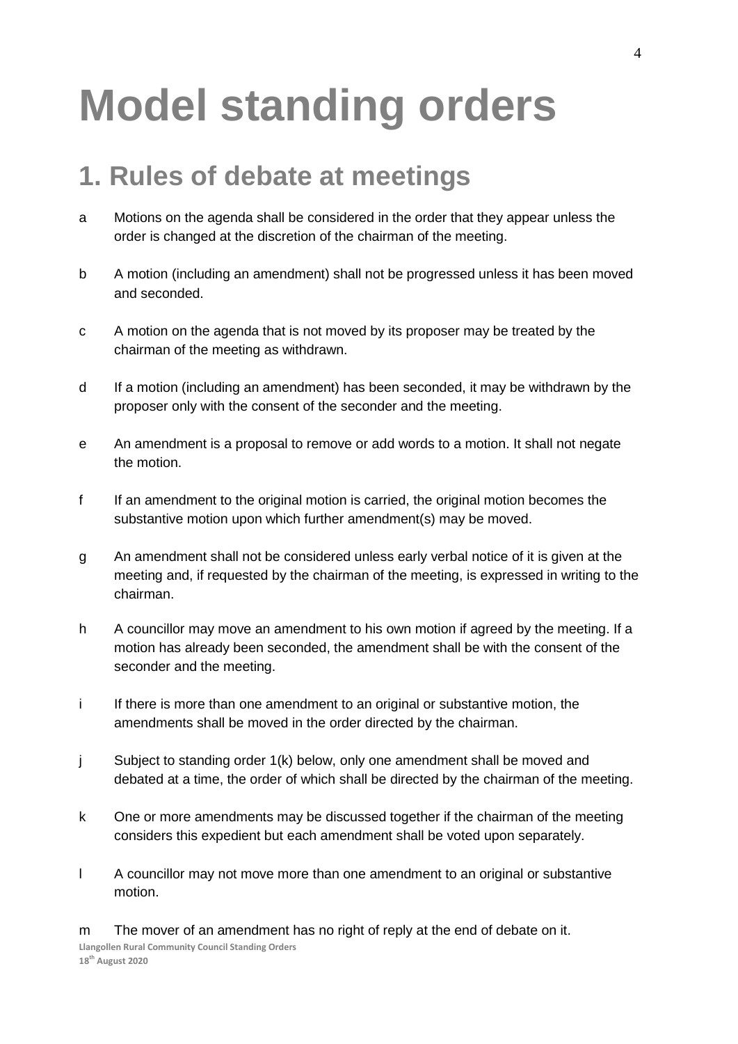# Model standing orders

## 1. Rules of debate at meetings

a Motions on the agenda shall be considered in the order that they appear unless the order is changed at the discretion of the chairman of the meeting.

b A motion (including an amendment) shall not be progressed unless it has been moved and seconded.

c A motion on the agenda that is not moved by its proposer may be treated by the chairman of the meeting as withdrawn.

d If a motion (including an amendment) has been seconded, it may be withdrawn by the proposer only with the consent of the seconder and the meeting.

e An amendment is a proposal to remove or add words to a motion. It shall not negate the motion.

f If an amendment to the original motion is carried, the original motion becomes the substantive motion upon which further amendment(s) may be moved.

g An amendment shall not be considered unless early verbal notice of it is given at the meeting and, if requested by the chairman of the meeting, is expressed in writing to the chairman.

h A councillor may move an amendment to his own motion if agreed by the meeting. If a motion has already been seconded, the amendment shall be with the consent of the seconder and the meeting.

i If there is more than one amendment to an original or substantive motion, the amendments shall be moved in the order directed by the chairman.

j Subject to standing order 1(k) below, only one amendment shall be moved and debated at a time, the order of which shall be directed by the chairman of the meeting.

k One or more amendments may be discussed together if the chairman of the meeting considers this expedient but each amendment shall be voted upon separately.

l A councillor may not move more than one amendment to an original or substantive motion.

m The mover of an amendment has no right of reply at the end of debate on it.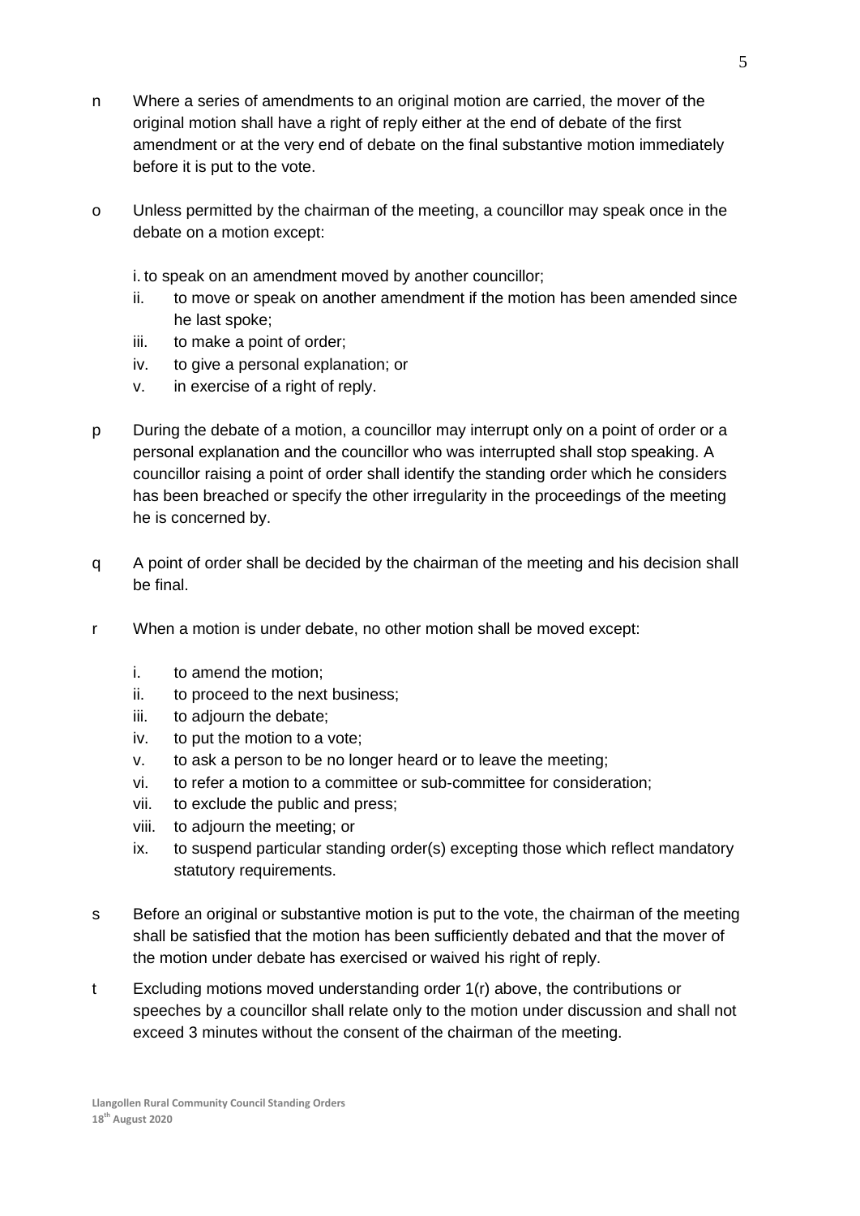n Where a series of amendments to an original motion are carried, the mover of the original motion shall have a right of reply either at the end of debate of the first amendment or at the very end of debate on the final substantive motion immediately before it is put to the vote.

o Unless permitted by the chairman of the meeting, a councillor may speak once in the debate on a motion except:

i. to speak on an amendment moved by another councillor;
ii. to move or speak on another amendment if the motion has been amended since he last spoke;
iii. to make a point of order;
iv. to give a personal explanation; or
v. in exercise of a right of reply.

p During the debate of a motion, a councillor may interrupt only on a point of order or a personal explanation and the councillor who was interrupted shall stop speaking. A councillor raising a point of order shall identify the standing order which he considers has been breached or specify the other irregularity in the proceedings of the meeting he is concerned by.

q A point of order shall be decided by the chairman of the meeting and his decision shall be final.

r When a motion is under debate, no other motion shall be moved except:

i. to amend the motion;
ii. to proceed to the next business;
iii. to adjourn the debate;
iv. to put the motion to a vote;
v. to ask a person to be no longer heard or to leave the meeting;
vi. to refer a motion to a committee or sub-committee for consideration;
vii. to exclude the public and press;
viii. to adjourn the meeting; or
ix. to suspend particular standing order(s) excepting those which reflect mandatory statutory requirements.

s Before an original or substantive motion is put to the vote, the chairman of the meeting shall be satisfied that the motion has been sufficiently debated and that the mover of the motion under debate has exercised or waived his right of reply.

t Excluding motions moved understanding order 1(r) above, the contributions or speeches by a councillor shall relate only to the motion under discussion and shall not exceed 3 minutes without the consent of the chairman of the meeting.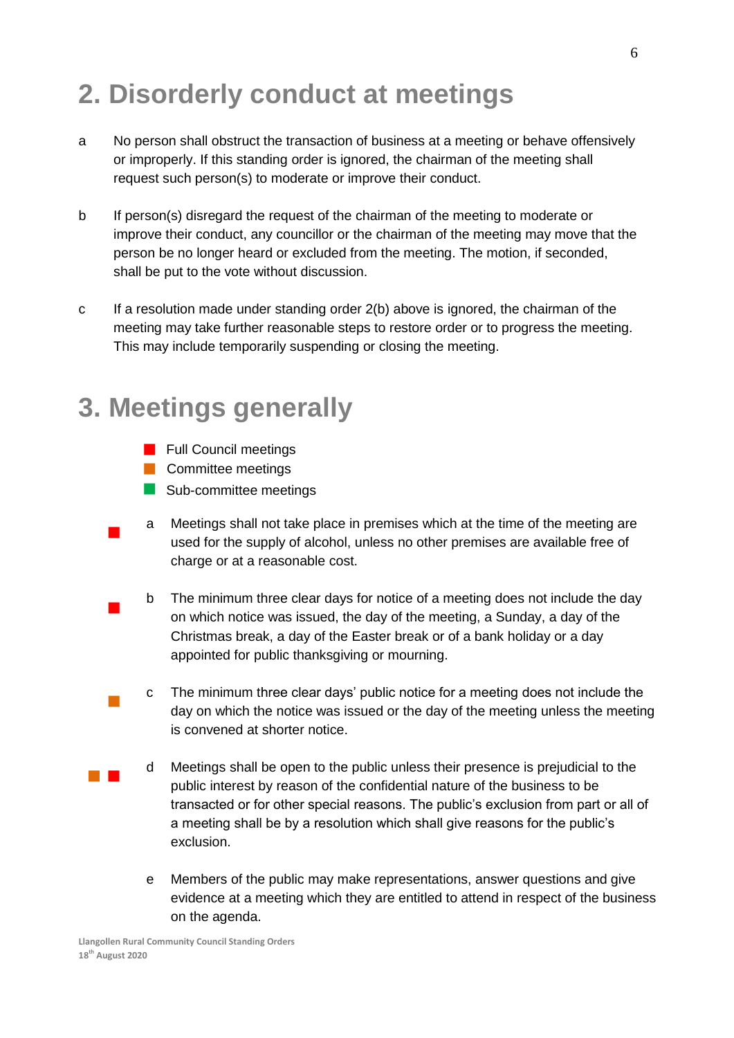## 2. Disorderly conduct at meetings

a No person shall obstruct the transaction of business at a meeting or behave offensively or improperly. If this standing order is ignored, the chairman of the meeting shall request such person(s) to moderate or improve their conduct.

b If person(s) disregard the request of the chairman of the meeting to moderate or improve their conduct, any councillor or the chairman of the meeting may move that the person be no longer heard or excluded from the meeting. The motion, if seconded, shall be put to the vote without discussion.

c If a resolution made under standing order 2(b) above is ignored, the chairman of the meeting may take further reasonable steps to restore order or to progress the meeting. This may include temporarily suspending or closing the meeting.

## 3. Meetings generally

- Full Council meetings (red)
- Committee meetings (orange)
- Sub-committee meetings (green)

(red) a Meetings shall not take place in premises which at the time of the meeting are used for the supply of alcohol, unless no other premises are available free of charge or at a reasonable cost.

(red) b The minimum three clear days for notice of a meeting does not include the day on which notice was issued, the day of the meeting, a Sunday, a day of the Christmas break, a day of the Easter break or of a bank holiday or a day appointed for public thanksgiving or mourning.

(orange) c The minimum three clear days' public notice for a meeting does not include the day on which the notice was issued or the day of the meeting unless the meeting is convened at shorter notice.

(orange, red) d Meetings shall be open to the public unless their presence is prejudicial to the public interest by reason of the confidential nature of the business to be transacted or for other special reasons. The public's exclusion from part or all of a meeting shall be by a resolution which shall give reasons for the public's exclusion.

e Members of the public may make representations, answer questions and give evidence at a meeting which they are entitled to attend in respect of the business on the agenda.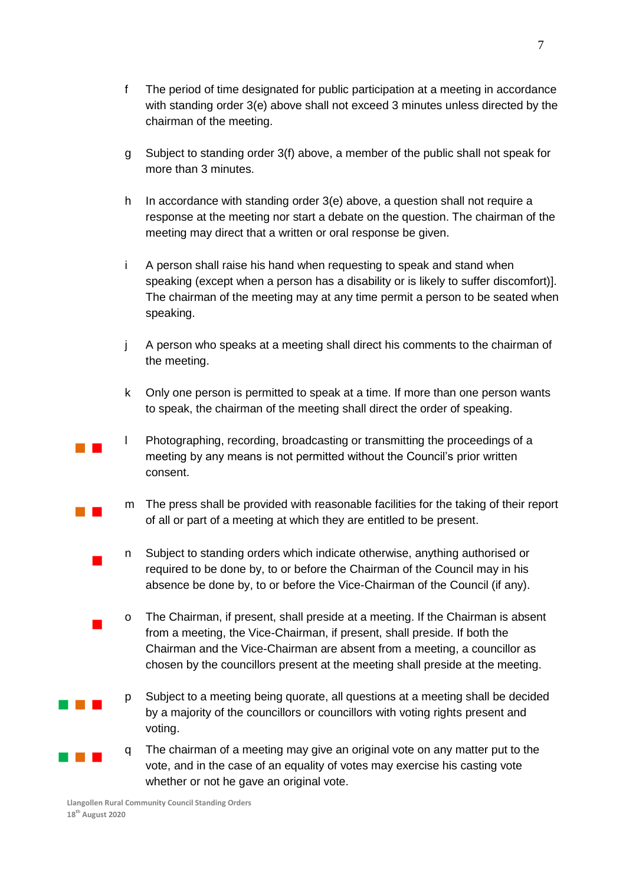f The period of time designated for public participation at a meeting in accordance with standing order 3(e) above shall not exceed 3 minutes unless directed by the chairman of the meeting.

g Subject to standing order 3(f) above, a member of the public shall not speak for more than 3 minutes.

h In accordance with standing order 3(e) above, a question shall not require a response at the meeting nor start a debate on the question. The chairman of the meeting may direct that a written or oral response be given.

i A person shall raise his hand when requesting to speak and stand when speaking (except when a person has a disability or is likely to suffer discomfort)]. The chairman of the meeting may at any time permit a person to be seated when speaking.

j A person who speaks at a meeting shall direct his comments to the chairman of the meeting.

k Only one person is permitted to speak at a time. If more than one person wants to speak, the chairman of the meeting shall direct the order of speaking.

l Photographing, recording, broadcasting or transmitting the proceedings of a meeting by any means is not permitted without the Council's prior written consent.

m The press shall be provided with reasonable facilities for the taking of their report of all or part of a meeting at which they are entitled to be present.

n Subject to standing orders which indicate otherwise, anything authorised or required to be done by, to or before the Chairman of the Council may in his absence be done by, to or before the Vice-Chairman of the Council (if any).

o The Chairman, if present, shall preside at a meeting. If the Chairman is absent from a meeting, the Vice-Chairman, if present, shall preside. If both the Chairman and the Vice-Chairman are absent from a meeting, a councillor as chosen by the councillors present at the meeting shall preside at the meeting.

p Subject to a meeting being quorate, all questions at a meeting shall be decided by a majority of the councillors or councillors with voting rights present and voting.

q The chairman of a meeting may give an original vote on any matter put to the vote, and in the case of an equality of votes may exercise his casting vote whether or not he gave an original vote.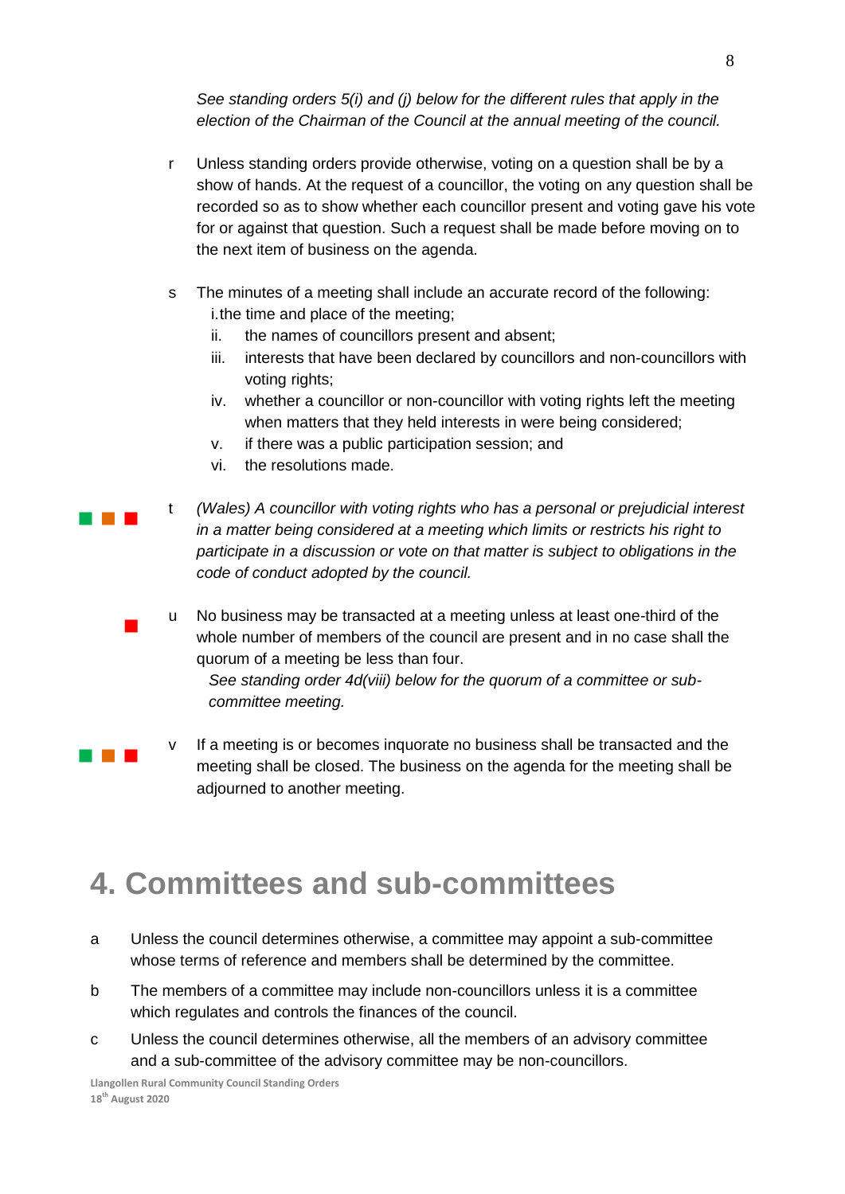*See standing orders 5(i) and (j) below for the different rules that apply in the election of the Chairman of the Council at the annual meeting of the council.*

r Unless standing orders provide otherwise, voting on a question shall be by a show of hands. At the request of a councillor, the voting on any question shall be recorded so as to show whether each councillor present and voting gave his vote for or against that question. Such a request shall be made before moving on to the next item of business on the agenda.

s The minutes of a meeting shall include an accurate record of the following:

i. the time and place of the meeting;
ii. the names of councillors present and absent;
iii. interests that have been declared by councillors and non-councillors with voting rights;
iv. whether a councillor or non-councillor with voting rights left the meeting when matters that they held interests in were being considered;
v. if there was a public participation session; and
vi. the resolutions made.

t *(Wales) A councillor with voting rights who has a personal or prejudicial interest in a matter being considered at a meeting which limits or restricts his right to participate in a discussion or vote on that matter is subject to obligations in the code of conduct adopted by the council.*

u No business may be transacted at a meeting unless at least one-third of the whole number of members of the council are present and in no case shall the quorum of a meeting be less than four.

*See standing order 4d(viii) below for the quorum of a committee or sub-committee meeting.*

v If a meeting is or becomes inquorate no business shall be transacted and the meeting shall be closed. The business on the agenda for the meeting shall be adjourned to another meeting.

# 4. Committees and sub-committees

a Unless the council determines otherwise, a committee may appoint a sub-committee whose terms of reference and members shall be determined by the committee.

b The members of a committee may include non-councillors unless it is a committee which regulates and controls the finances of the council.

c Unless the council determines otherwise, all the members of an advisory committee and a sub-committee of the advisory committee may be non-councillors.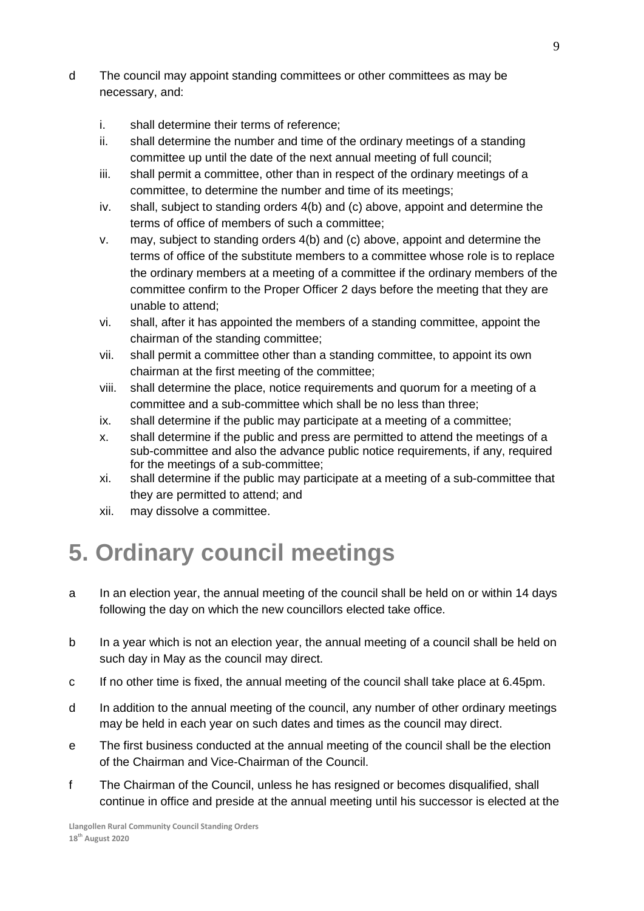d The council may appoint standing committees or other committees as may be necessary, and:

i. shall determine their terms of reference;
ii. shall determine the number and time of the ordinary meetings of a standing committee up until the date of the next annual meeting of full council;
iii. shall permit a committee, other than in respect of the ordinary meetings of a committee, to determine the number and time of its meetings;
iv. shall, subject to standing orders 4(b) and (c) above, appoint and determine the terms of office of members of such a committee;
v. may, subject to standing orders 4(b) and (c) above, appoint and determine the terms of office of the substitute members to a committee whose role is to replace the ordinary members at a meeting of a committee if the ordinary members of the committee confirm to the Proper Officer 2 days before the meeting that they are unable to attend;
vi. shall, after it has appointed the members of a standing committee, appoint the chairman of the standing committee;
vii. shall permit a committee other than a standing committee, to appoint its own chairman at the first meeting of the committee;
viii. shall determine the place, notice requirements and quorum for a meeting of a committee and a sub-committee which shall be no less than three;
ix. shall determine if the public may participate at a meeting of a committee;
x. shall determine if the public and press are permitted to attend the meetings of a sub-committee and also the advance public notice requirements, if any, required for the meetings of a sub-committee;
xi. shall determine if the public may participate at a meeting of a sub-committee that they are permitted to attend; and
xii. may dissolve a committee.

# 5. Ordinary council meetings

a In an election year, the annual meeting of the council shall be held on or within 14 days following the day on which the new councillors elected take office.

b In a year which is not an election year, the annual meeting of a council shall be held on such day in May as the council may direct.

c If no other time is fixed, the annual meeting of the council shall take place at 6.45pm.

d In addition to the annual meeting of the council, any number of other ordinary meetings may be held in each year on such dates and times as the council may direct.

e The first business conducted at the annual meeting of the council shall be the election of the Chairman and Vice-Chairman of the Council.

f The Chairman of the Council, unless he has resigned or becomes disqualified, shall continue in office and preside at the annual meeting until his successor is elected at the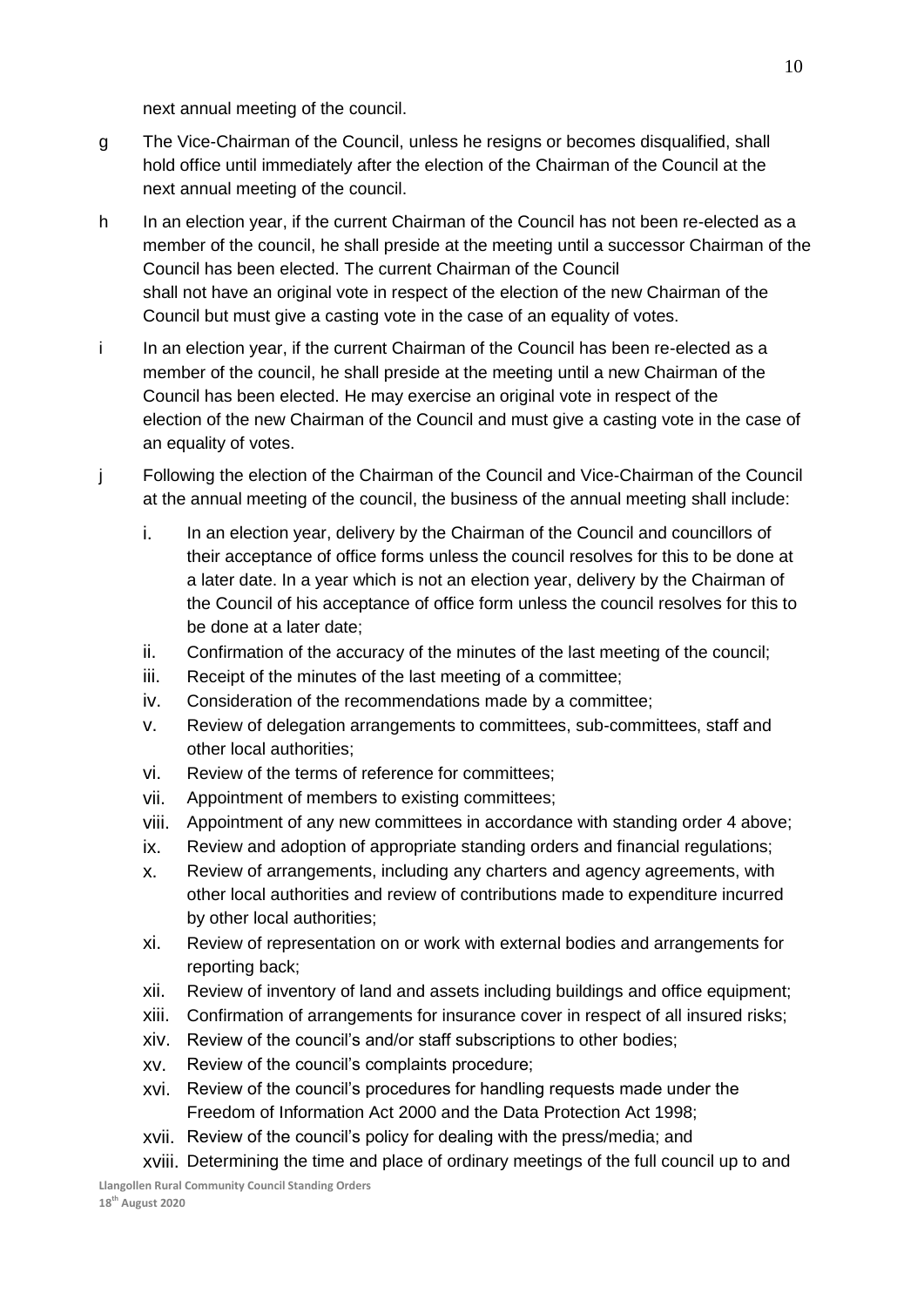next annual meeting of the council.

g The Vice-Chairman of the Council, unless he resigns or becomes disqualified, shall hold office until immediately after the election of the Chairman of the Council at the next annual meeting of the council.

h In an election year, if the current Chairman of the Council has not been re-elected as a member of the council, he shall preside at the meeting until a successor Chairman of the Council has been elected. The current Chairman of the Council shall not have an original vote in respect of the election of the new Chairman of the Council but must give a casting vote in the case of an equality of votes.

i In an election year, if the current Chairman of the Council has been re-elected as a member of the council, he shall preside at the meeting until a new Chairman of the Council has been elected. He may exercise an original vote in respect of the election of the new Chairman of the Council and must give a casting vote in the case of an equality of votes.

j Following the election of the Chairman of the Council and Vice-Chairman of the Council at the annual meeting of the council, the business of the annual meeting shall include:

i. In an election year, delivery by the Chairman of the Council and councillors of their acceptance of office forms unless the council resolves for this to be done at a later date. In a year which is not an election year, delivery by the Chairman of the Council of his acceptance of office form unless the council resolves for this to be done at a later date;
ii. Confirmation of the accuracy of the minutes of the last meeting of the council;
iii. Receipt of the minutes of the last meeting of a committee;
iv. Consideration of the recommendations made by a committee;
v. Review of delegation arrangements to committees, sub-committees, staff and other local authorities;
vi. Review of the terms of reference for committees;
vii. Appointment of members to existing committees;
viii. Appointment of any new committees in accordance with standing order 4 above;
ix. Review and adoption of appropriate standing orders and financial regulations;
x. Review of arrangements, including any charters and agency agreements, with other local authorities and review of contributions made to expenditure incurred by other local authorities;
xi. Review of representation on or work with external bodies and arrangements for reporting back;
xii. Review of inventory of land and assets including buildings and office equipment;
xiii. Confirmation of arrangements for insurance cover in respect of all insured risks;
xiv. Review of the council's and/or staff subscriptions to other bodies;
xv. Review of the council's complaints procedure;
xvi. Review of the council's procedures for handling requests made under the Freedom of Information Act 2000 and the Data Protection Act 1998;
xvii. Review of the council's policy for dealing with the press/media; and
xviii. Determining the time and place of ordinary meetings of the full council up to and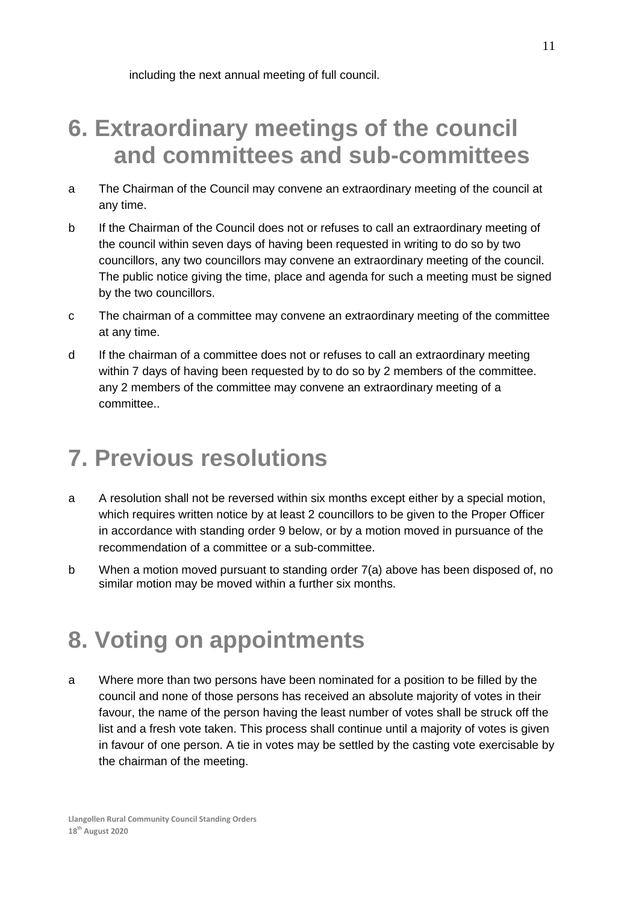including the next annual meeting of full council.

# 6. Extraordinary meetings of the council and committees and sub-committees

a The Chairman of the Council may convene an extraordinary meeting of the council at any time.

b If the Chairman of the Council does not or refuses to call an extraordinary meeting of the council within seven days of having been requested in writing to do so by two councillors, any two councillors may convene an extraordinary meeting of the council. The public notice giving the time, place and agenda for such a meeting must be signed by the two councillors.

c The chairman of a committee may convene an extraordinary meeting of the committee at any time.

d If the chairman of a committee does not or refuses to call an extraordinary meeting within 7 days of having been requested by to do so by 2 members of the committee. any 2 members of the committee may convene an extraordinary meeting of a committee..

# 7. Previous resolutions

a A resolution shall not be reversed within six months except either by a special motion, which requires written notice by at least 2 councillors to be given to the Proper Officer in accordance with standing order 9 below, or by a motion moved in pursuance of the recommendation of a committee or a sub-committee.

b When a motion moved pursuant to standing order 7(a) above has been disposed of, no similar motion may be moved within a further six months.

# 8. Voting on appointments

a Where more than two persons have been nominated for a position to be filled by the council and none of those persons has received an absolute majority of votes in their favour, the name of the person having the least number of votes shall be struck off the list and a fresh vote taken. This process shall continue until a majority of votes is given in favour of one person. A tie in votes may be settled by the casting vote exercisable by the chairman of the meeting.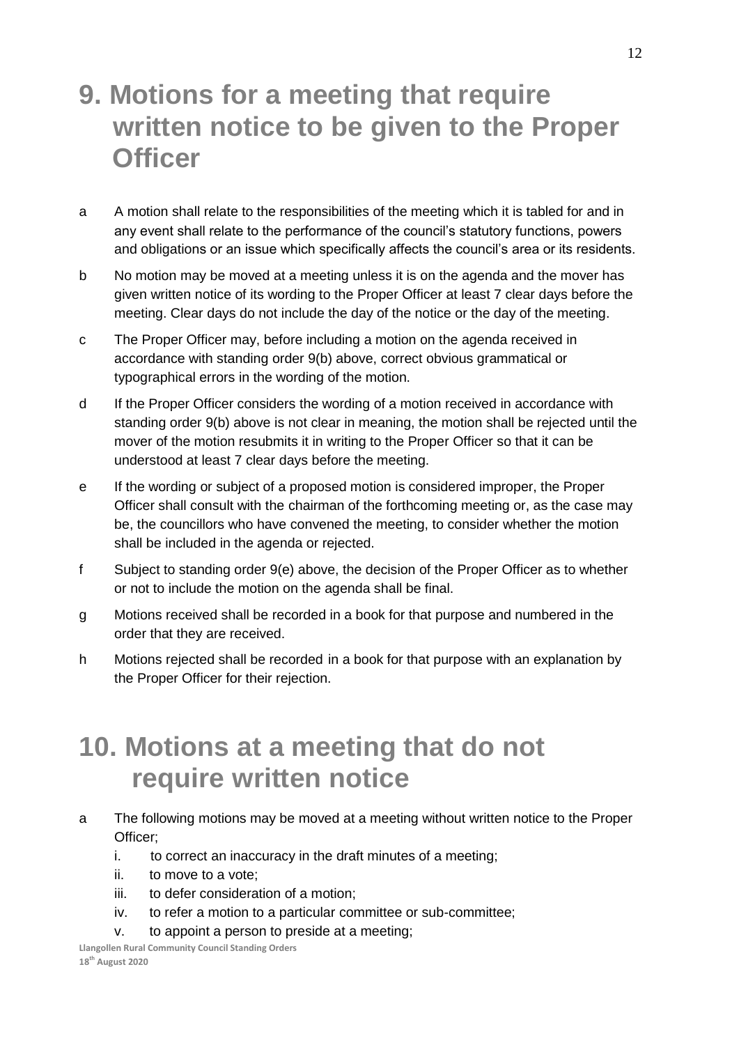# 9. Motions for a meeting that require written notice to be given to the Proper Officer

a A motion shall relate to the responsibilities of the meeting which it is tabled for and in any event shall relate to the performance of the council's statutory functions, powers and obligations or an issue which specifically affects the council's area or its residents.

b No motion may be moved at a meeting unless it is on the agenda and the mover has given written notice of its wording to the Proper Officer at least 7 clear days before the meeting. Clear days do not include the day of the notice or the day of the meeting.

c The Proper Officer may, before including a motion on the agenda received in accordance with standing order 9(b) above, correct obvious grammatical or typographical errors in the wording of the motion.

d If the Proper Officer considers the wording of a motion received in accordance with standing order 9(b) above is not clear in meaning, the motion shall be rejected until the mover of the motion resubmits it in writing to the Proper Officer so that it can be understood at least 7 clear days before the meeting.

e If the wording or subject of a proposed motion is considered improper, the Proper Officer shall consult with the chairman of the forthcoming meeting or, as the case may be, the councillors who have convened the meeting, to consider whether the motion shall be included in the agenda or rejected.

f Subject to standing order 9(e) above, the decision of the Proper Officer as to whether or not to include the motion on the agenda shall be final.

g Motions received shall be recorded in a book for that purpose and numbered in the order that they are received.

h Motions rejected shall be recorded in a book for that purpose with an explanation by the Proper Officer for their rejection.

# 10. Motions at a meeting that do not require written notice

a The following motions may be moved at a meeting without written notice to the Proper Officer;

   i. to correct an inaccuracy in the draft minutes of a meeting;
   ii. to move to a vote;
   iii. to defer consideration of a motion;
   iv. to refer a motion to a particular committee or sub-committee;
   v. to appoint a person to preside at a meeting;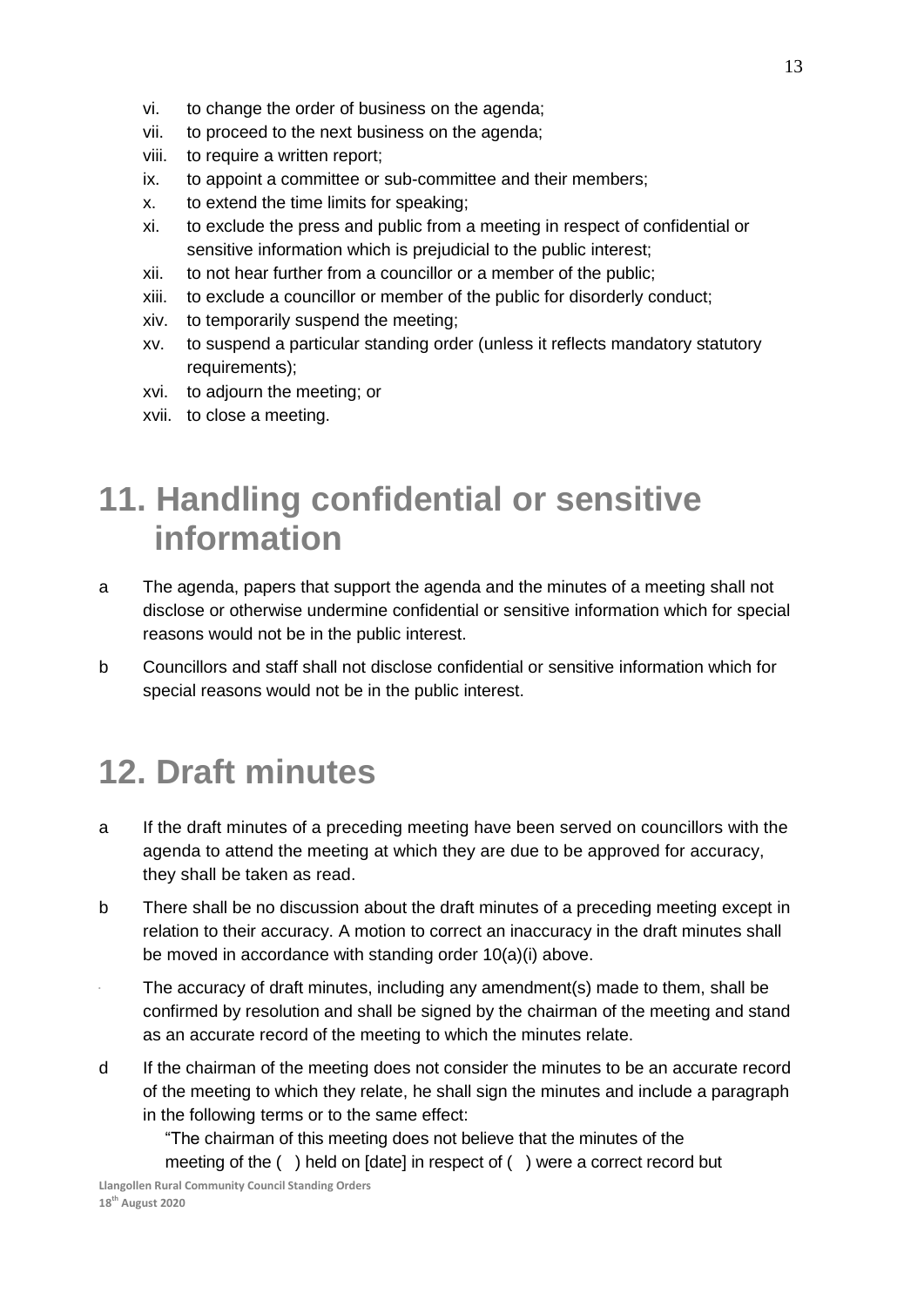vi. to change the order of business on the agenda;
vii. to proceed to the next business on the agenda;
viii. to require a written report;
ix. to appoint a committee or sub-committee and their members;
x. to extend the time limits for speaking;
xi. to exclude the press and public from a meeting in respect of confidential or sensitive information which is prejudicial to the public interest;
xii. to not hear further from a councillor or a member of the public;
xiii. to exclude a councillor or member of the public for disorderly conduct;
xiv. to temporarily suspend the meeting;
xv. to suspend a particular standing order (unless it reflects mandatory statutory requirements);
xvi. to adjourn the meeting; or
xvii. to close a meeting.

# 11. Handling confidential or sensitive information

a The agenda, papers that support the agenda and the minutes of a meeting shall not disclose or otherwise undermine confidential or sensitive information which for special reasons would not be in the public interest.

b Councillors and staff shall not disclose confidential or sensitive information which for special reasons would not be in the public interest.

# 12. Draft minutes

a If the draft minutes of a preceding meeting have been served on councillors with the agenda to attend the meeting at which they are due to be approved for accuracy, they shall be taken as read.

b There shall be no discussion about the draft minutes of a preceding meeting except in relation to their accuracy. A motion to correct an inaccuracy in the draft minutes shall be moved in accordance with standing order 10(a)(i) above.

c The accuracy of draft minutes, including any amendment(s) made to them, shall be confirmed by resolution and shall be signed by the chairman of the meeting and stand as an accurate record of the meeting to which the minutes relate.

d If the chairman of the meeting does not consider the minutes to be an accurate record of the meeting to which they relate, he shall sign the minutes and include a paragraph in the following terms or to the same effect:

"The chairman of this meeting does not believe that the minutes of the meeting of the ( ) held on [date] in respect of ( ) were a correct record but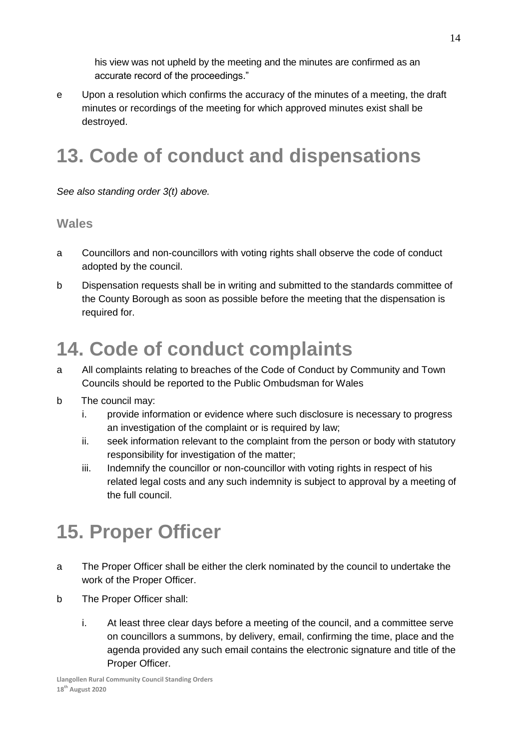his view was not upheld by the meeting and the minutes are confirmed as an accurate record of the proceedings."

e Upon a resolution which confirms the accuracy of the minutes of a meeting, the draft minutes or recordings of the meeting for which approved minutes exist shall be destroyed.

# 13. Code of conduct and dispensations

*See also standing order 3(t) above.*

### Wales

a Councillors and non-councillors with voting rights shall observe the code of conduct adopted by the council.

b Dispensation requests shall be in writing and submitted to the standards committee of the County Borough as soon as possible before the meeting that the dispensation is required for.

# 14. Code of conduct complaints

a All complaints relating to breaches of the Code of Conduct by Community and Town Councils should be reported to the Public Ombudsman for Wales

b The council may:

   i. provide information or evidence where such disclosure is necessary to progress an investigation of the complaint or is required by law;
   ii. seek information relevant to the complaint from the person or body with statutory responsibility for investigation of the matter;
   iii. Indemnify the councillor or non-councillor with voting rights in respect of his related legal costs and any such indemnity is subject to approval by a meeting of the full council.

# 15. Proper Officer

a The Proper Officer shall be either the clerk nominated by the council to undertake the work of the Proper Officer.

b The Proper Officer shall:

   i. At least three clear days before a meeting of the council, and a committee serve on councillors a summons, by delivery, email, confirming the time, place and the agenda provided any such email contains the electronic signature and title of the Proper Officer.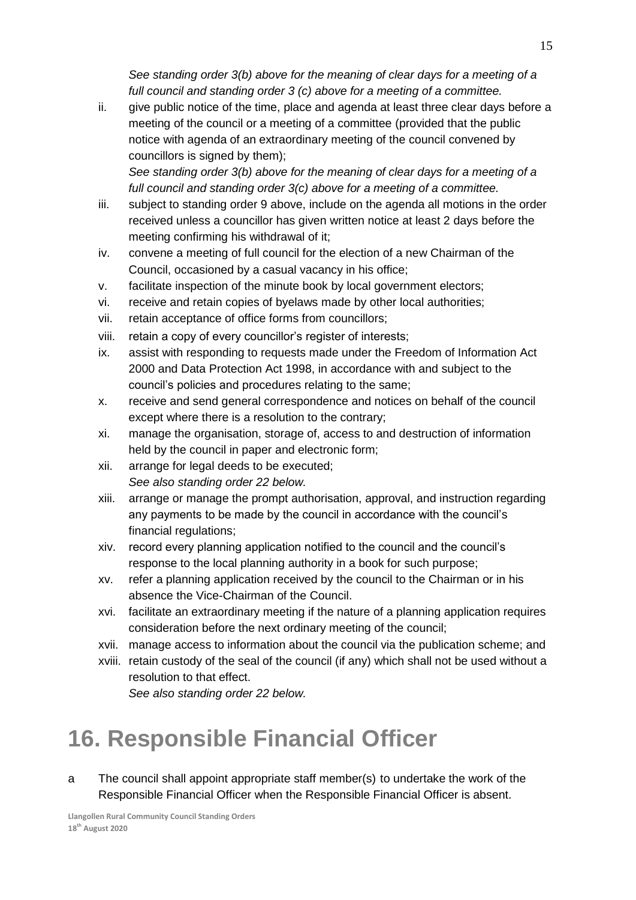*See standing order 3(b) above for the meaning of clear days for a meeting of a full council and standing order 3 (c) above for a meeting of a committee.*

ii. give public notice of the time, place and agenda at least three clear days before a meeting of the council or a meeting of a committee (provided that the public notice with agenda of an extraordinary meeting of the council convened by councillors is signed by them);
*See standing order 3(b) above for the meaning of clear days for a meeting of a full council and standing order 3(c) above for a meeting of a committee.*

iii. subject to standing order 9 above, include on the agenda all motions in the order received unless a councillor has given written notice at least 2 days before the meeting confirming his withdrawal of it;

iv. convene a meeting of full council for the election of a new Chairman of the Council, occasioned by a casual vacancy in his office;

v. facilitate inspection of the minute book by local government electors;

vi. receive and retain copies of byelaws made by other local authorities;

vii. retain acceptance of office forms from councillors;

viii. retain a copy of every councillor's register of interests;

ix. assist with responding to requests made under the Freedom of Information Act 2000 and Data Protection Act 1998, in accordance with and subject to the council's policies and procedures relating to the same;

x. receive and send general correspondence and notices on behalf of the council except where there is a resolution to the contrary;

xi. manage the organisation, storage of, access to and destruction of information held by the council in paper and electronic form;

xii. arrange for legal deeds to be executed;
*See also standing order 22 below.*

xiii. arrange or manage the prompt authorisation, approval, and instruction regarding any payments to be made by the council in accordance with the council's financial regulations;

xiv. record every planning application notified to the council and the council's response to the local planning authority in a book for such purpose;

xv. refer a planning application received by the council to the Chairman or in his absence the Vice-Chairman of the Council.

xvi. facilitate an extraordinary meeting if the nature of a planning application requires consideration before the next ordinary meeting of the council;

xvii. manage access to information about the council via the publication scheme; and

xviii. retain custody of the seal of the council (if any) which shall not be used without a resolution to that effect.
*See also standing order 22 below.*

# 16. Responsible Financial Officer

a The council shall appoint appropriate staff member(s) to undertake the work of the Responsible Financial Officer when the Responsible Financial Officer is absent.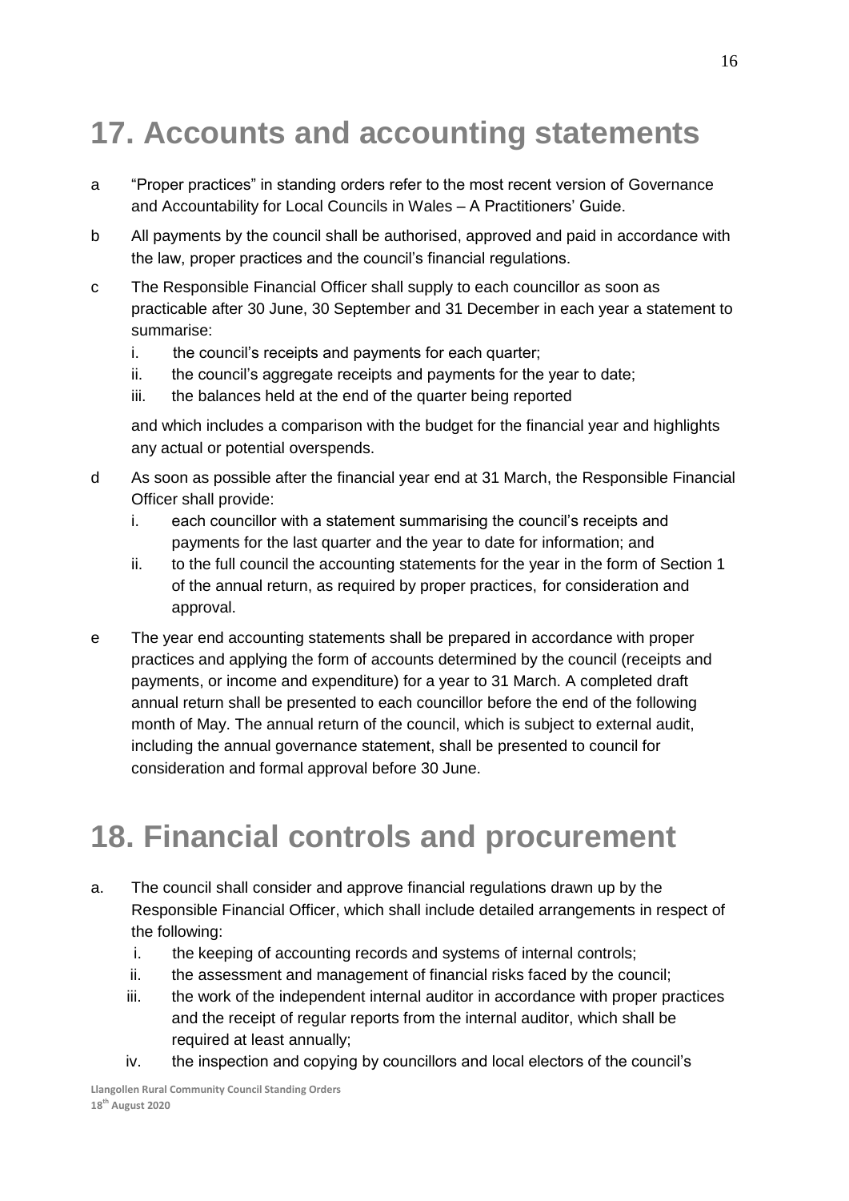# 17. Accounts and accounting statements

a "Proper practices" in standing orders refer to the most recent version of Governance and Accountability for Local Councils in Wales – A Practitioners' Guide.

b All payments by the council shall be authorised, approved and paid in accordance with the law, proper practices and the council's financial regulations.

c The Responsible Financial Officer shall supply to each councillor as soon as practicable after 30 June, 30 September and 31 December in each year a statement to summarise:

i. the council's receipts and payments for each quarter;
ii. the council's aggregate receipts and payments for the year to date;
iii. the balances held at the end of the quarter being reported

and which includes a comparison with the budget for the financial year and highlights any actual or potential overspends.

d As soon as possible after the financial year end at 31 March, the Responsible Financial Officer shall provide:

i. each councillor with a statement summarising the council's receipts and payments for the last quarter and the year to date for information; and
ii. to the full council the accounting statements for the year in the form of Section 1 of the annual return, as required by proper practices, for consideration and approval.

e The year end accounting statements shall be prepared in accordance with proper practices and applying the form of accounts determined by the council (receipts and payments, or income and expenditure) for a year to 31 March. A completed draft annual return shall be presented to each councillor before the end of the following month of May. The annual return of the council, which is subject to external audit, including the annual governance statement, shall be presented to council for consideration and formal approval before 30 June.

# 18. Financial controls and procurement

a. The council shall consider and approve financial regulations drawn up by the Responsible Financial Officer, which shall include detailed arrangements in respect of the following:

i. the keeping of accounting records and systems of internal controls;
ii. the assessment and management of financial risks faced by the council;
iii. the work of the independent internal auditor in accordance with proper practices and the receipt of regular reports from the internal auditor, which shall be required at least annually;
iv. the inspection and copying by councillors and local electors of the council's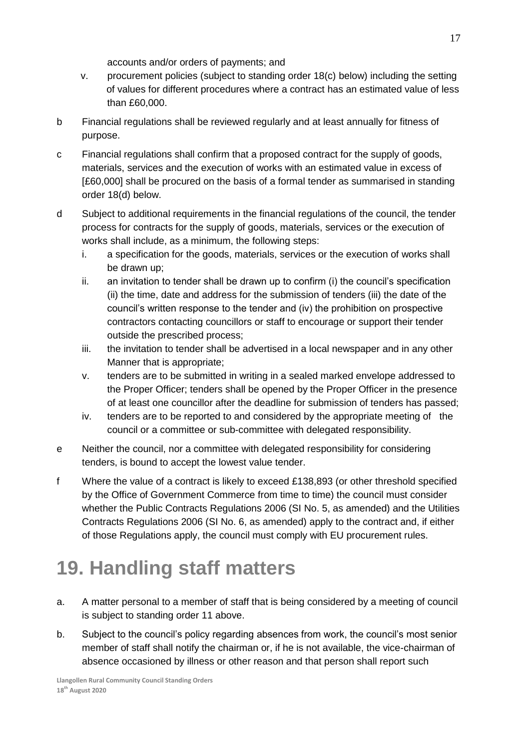accounts and/or orders of payments; and

v. procurement policies (subject to standing order 18(c) below) including the setting of values for different procedures where a contract has an estimated value of less than £60,000.

b Financial regulations shall be reviewed regularly and at least annually for fitness of purpose.

c Financial regulations shall confirm that a proposed contract for the supply of goods, materials, services and the execution of works with an estimated value in excess of [£60,000] shall be procured on the basis of a formal tender as summarised in standing order 18(d) below.

d Subject to additional requirements in the financial regulations of the council, the tender process for contracts for the supply of goods, materials, services or the execution of works shall include, as a minimum, the following steps:

i. a specification for the goods, materials, services or the execution of works shall be drawn up;

ii. an invitation to tender shall be drawn up to confirm (i) the council's specification (ii) the time, date and address for the submission of tenders (iii) the date of the council's written response to the tender and (iv) the prohibition on prospective contractors contacting councillors or staff to encourage or support their tender outside the prescribed process;

iii. the invitation to tender shall be advertised in a local newspaper and in any other Manner that is appropriate;

v. tenders are to be submitted in writing in a sealed marked envelope addressed to the Proper Officer; tenders shall be opened by the Proper Officer in the presence of at least one councillor after the deadline for submission of tenders has passed;

iv. tenders are to be reported to and considered by the appropriate meeting of the council or a committee or sub-committee with delegated responsibility.

e Neither the council, nor a committee with delegated responsibility for considering tenders, is bound to accept the lowest value tender.

f Where the value of a contract is likely to exceed £138,893 (or other threshold specified by the Office of Government Commerce from time to time) the council must consider whether the Public Contracts Regulations 2006 (SI No. 5, as amended) and the Utilities Contracts Regulations 2006 (SI No. 6, as amended) apply to the contract and, if either of those Regulations apply, the council must comply with EU procurement rules.

# 19. Handling staff matters

a. A matter personal to a member of staff that is being considered by a meeting of council is subject to standing order 11 above.

b. Subject to the council's policy regarding absences from work, the council's most senior member of staff shall notify the chairman or, if he is not available, the vice-chairman of absence occasioned by illness or other reason and that person shall report such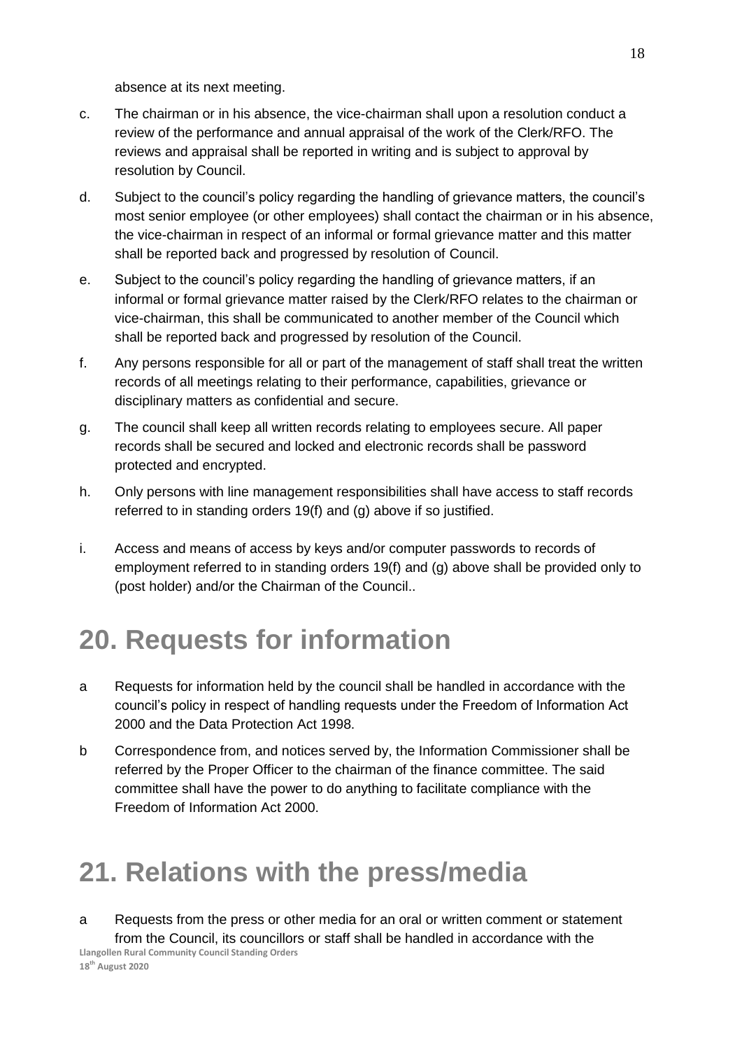absence at its next meeting.

c. The chairman or in his absence, the vice-chairman shall upon a resolution conduct a review of the performance and annual appraisal of the work of the Clerk/RFO. The reviews and appraisal shall be reported in writing and is subject to approval by resolution by Council.

d. Subject to the council's policy regarding the handling of grievance matters, the council's most senior employee (or other employees) shall contact the chairman or in his absence, the vice-chairman in respect of an informal or formal grievance matter and this matter shall be reported back and progressed by resolution of Council.

e. Subject to the council's policy regarding the handling of grievance matters, if an informal or formal grievance matter raised by the Clerk/RFO relates to the chairman or vice-chairman, this shall be communicated to another member of the Council which shall be reported back and progressed by resolution of the Council.

f. Any persons responsible for all or part of the management of staff shall treat the written records of all meetings relating to their performance, capabilities, grievance or disciplinary matters as confidential and secure.

g. The council shall keep all written records relating to employees secure. All paper records shall be secured and locked and electronic records shall be password protected and encrypted.

h. Only persons with line management responsibilities shall have access to staff records referred to in standing orders 19(f) and (g) above if so justified.

i. Access and means of access by keys and/or computer passwords to records of employment referred to in standing orders 19(f) and (g) above shall be provided only to (post holder) and/or the Chairman of the Council..

# 20. Requests for information

a Requests for information held by the council shall be handled in accordance with the council's policy in respect of handling requests under the Freedom of Information Act 2000 and the Data Protection Act 1998.

b Correspondence from, and notices served by, the Information Commissioner shall be referred by the Proper Officer to the chairman of the finance committee. The said committee shall have the power to do anything to facilitate compliance with the Freedom of Information Act 2000.

# 21. Relations with the press/media

a Requests from the press or other media for an oral or written comment or statement from the Council, its councillors or staff shall be handled in accordance with the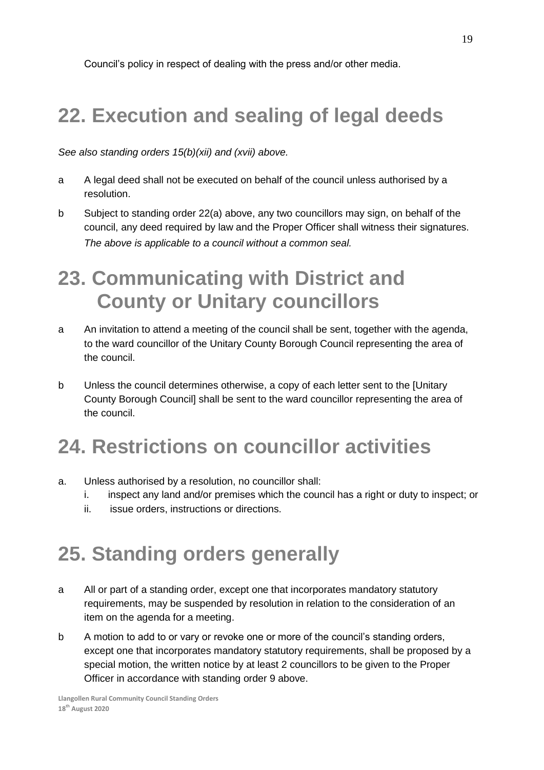Council's policy in respect of dealing with the press and/or other media.

# 22. Execution and sealing of legal deeds

*See also standing orders 15(b)(xii) and (xvii) above.*

a A legal deed shall not be executed on behalf of the council unless authorised by a resolution.

b Subject to standing order 22(a) above, any two councillors may sign, on behalf of the council, any deed required by law and the Proper Officer shall witness their signatures.
*The above is applicable to a council without a common seal.*

# 23. Communicating with District and County or Unitary councillors

a An invitation to attend a meeting of the council shall be sent, together with the agenda, to the ward councillor of the Unitary County Borough Council representing the area of the council.

b Unless the council determines otherwise, a copy of each letter sent to the [Unitary County Borough Council] shall be sent to the ward councillor representing the area of the council.

# 24. Restrictions on councillor activities

a. Unless authorised by a resolution, no councillor shall:
   i. inspect any land and/or premises which the council has a right or duty to inspect; or
   ii. issue orders, instructions or directions.

# 25. Standing orders generally

a All or part of a standing order, except one that incorporates mandatory statutory requirements, may be suspended by resolution in relation to the consideration of an item on the agenda for a meeting.

b A motion to add to or vary or revoke one or more of the council's standing orders, except one that incorporates mandatory statutory requirements, shall be proposed by a special motion, the written notice by at least 2 councillors to be given to the Proper Officer in accordance with standing order 9 above.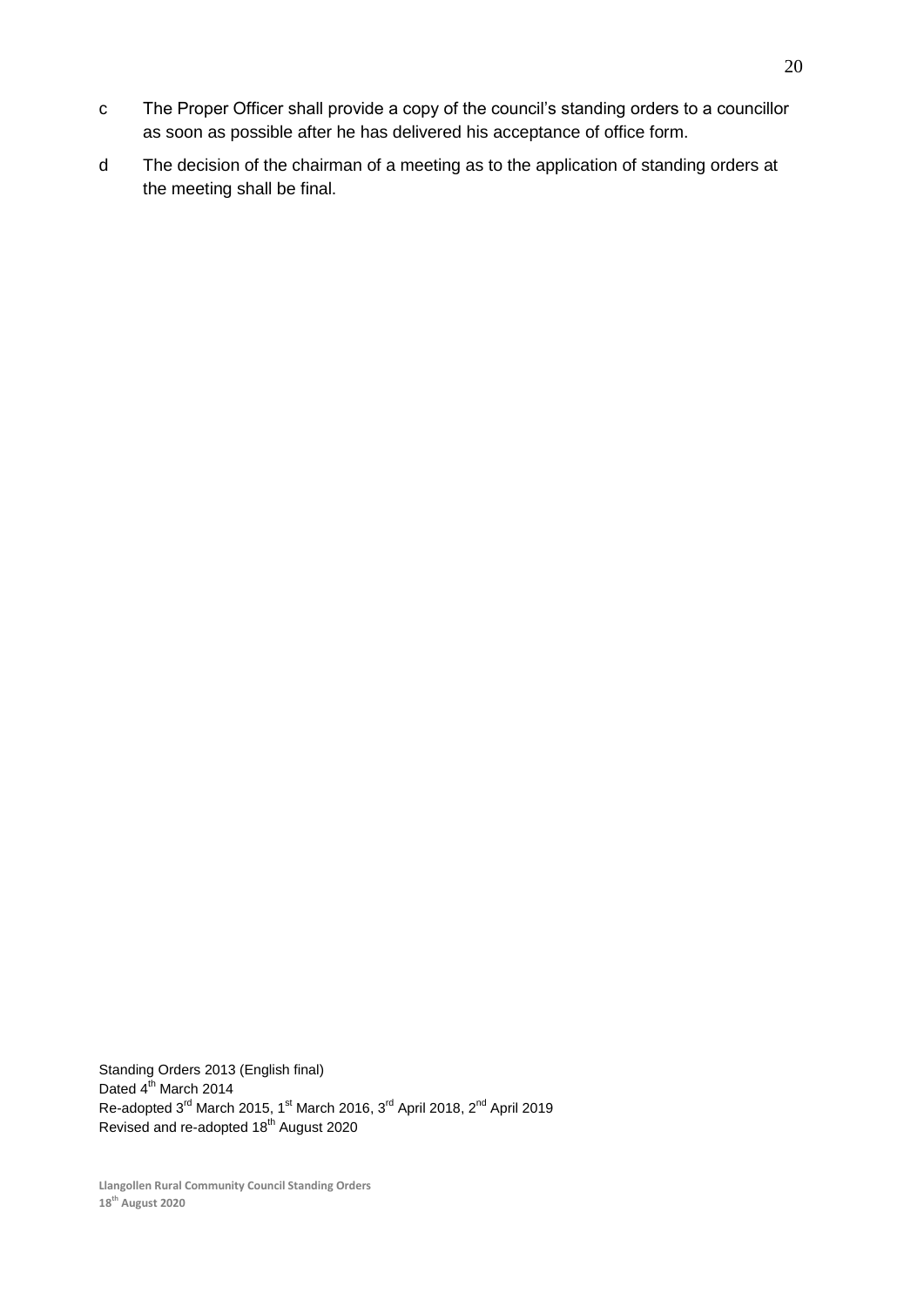c The Proper Officer shall provide a copy of the council's standing orders to a councillor as soon as possible after he has delivered his acceptance of office form.

d The decision of the chairman of a meeting as to the application of standing orders at the meeting shall be final.

Standing Orders 2013 (English final)
Dated 4th March 2014
Re-adopted 3rd March 2015, 1st March 2016, 3rd April 2018, 2nd April 2019
Revised and re-adopted 18th August 2020